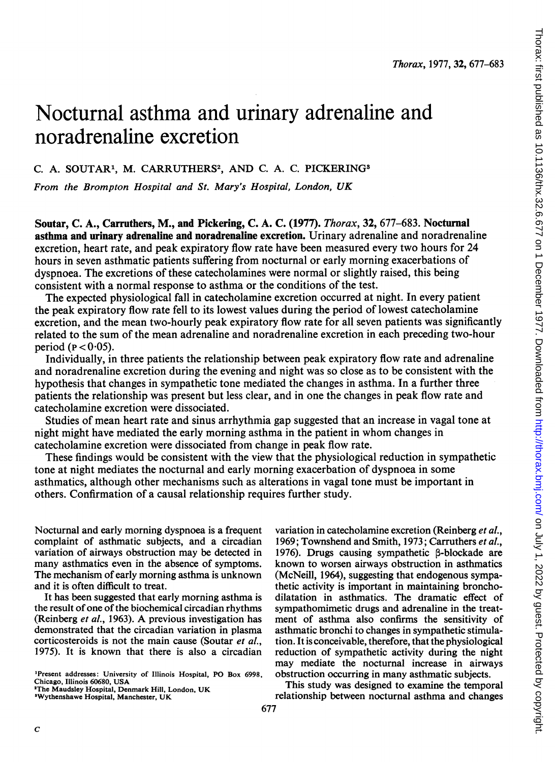# Nocturnal asthma and urinary adrenaline and noradrenaline excretion

C. A. SOUTAR[1], M. CARRUTHERS[2], AND C. A. C. PICKERING[3]

*From the Brompton Hospital and St. Mary's Hospital, London, UK*

**Soutar, C. A., Carruthers, M., and Pickering, C. A. C. (1977).** *Thorax*, **32**, 677–683. **Nocturnal asthma and urinary adrenaline and noradrenaline excretion.** Urinary adrenaline and noradrenaline excretion, heart rate, and peak expiratory flow rate have been measured every two hours for 24 hours in seven asthmatic patients suffering from nocturnal or early morning exacerbations of dyspnoea. The excretions of these catecholamines were normal or slightly raised, this being consistent with a normal response to asthma or the conditions of the test.

The expected physiological fall in catecholamine excretion occurred at night. In every patient the peak expiratory flow rate fell to its lowest values during the period of lowest catecholamine excretion, and the mean two-hourly peak expiratory flow rate for all seven patients was significantly related to the sum of the mean adrenaline and noradrenaline excretion in each preceding two-hour period ($P < 0.05$).

Individually, in three patients the relationship between peak expiratory flow rate and adrenaline and noradrenaline excretion during the evening and night was so close as to be consistent with the hypothesis that changes in sympathetic tone mediated the changes in asthma. In a further three patients the relationship was present but less clear, and in one the changes in peak flow rate and catecholamine excretion were dissociated.

Studies of mean heart rate and sinus arrhythmia gap suggested that an increase in vagal tone at night might have mediated the early morning asthma in the patient in whom changes in catecholamine excretion were dissociated from change in peak flow rate.

These findings would be consistent with the view that the physiological reduction in sympathetic tone at night mediates the nocturnal and early morning exacerbation of dyspnoea in some asthmatics, although other mechanisms such as alterations in vagal tone must be important in others. Confirmation of a causal relationship requires further study.

Nocturnal and early morning dyspnoea is a frequent complaint of asthmatic subjects, and a circadian variation of airways obstruction may be detected in many asthmatics even in the absence of symptoms. The mechanism of early morning asthma is unknown and it is often difficult to treat.

It has been suggested that early morning asthma is the result of one of the biochemical circadian rhythms (Reinberg *et al.*, 1963). A previous investigation has demonstrated that the circadian variation in plasma corticosteroids is not the main cause (Soutar *et al.*, 1975). It is known that there is also a circadian variation in catecholamine excretion (Reinberg *et al.*, 1969; Townshend and Smith, 1973; Carruthers *et al.*, 1976). Drugs causing sympathetic β-blockade are known to worsen airways obstruction in asthmatics (McNeill, 1964), suggesting that endogenous sympathetic activity is important in maintaining bronchodilatation in asthmatics. The dramatic effect of sympathomimetic drugs and adrenaline in the treatment of asthma also confirms the sensitivity of asthmatic bronchi to changes in sympathetic stimulation. It is conceivable, therefore, that the physiological reduction of sympathetic activity during the night may mediate the nocturnal increase in airways obstruction occurring in many asthmatic subjects.

This study was designed to examine the temporal relationship between nocturnal asthma and changes

[1]Present addresses: University of Illinois Hospital, PO Box 6998, Chicago, Illinois 60680, USA
[2]The Maudsley Hospital, Denmark Hill, London, UK
[3]Wythenshawe Hospital, Manchester, UK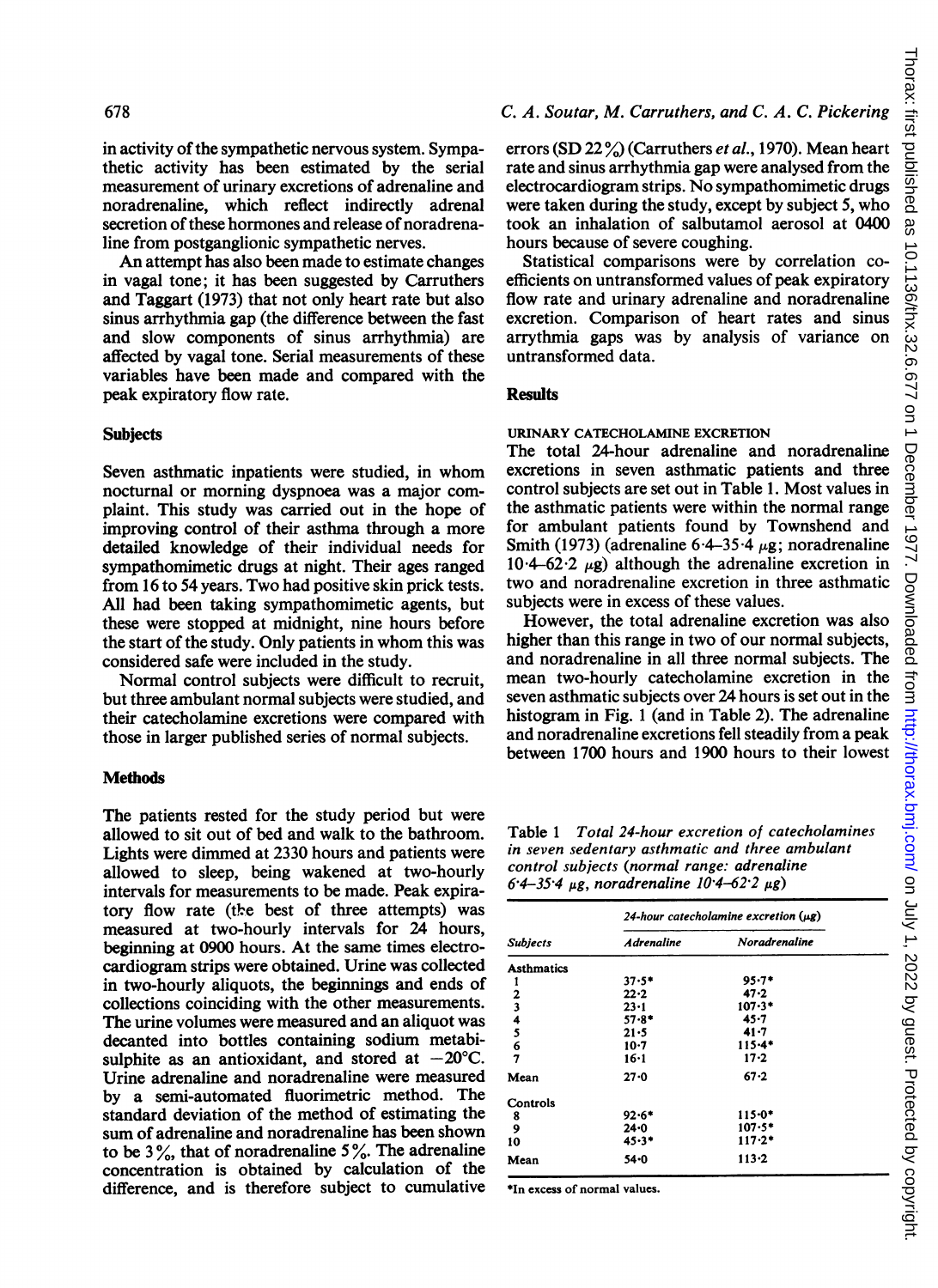in activity of the sympathetic nervous system. Sympathetic activity has been estimated by the serial measurement of urinary excretions of adrenaline and noradrenaline, which reflect indirectly adrenal secretion of these hormones and release of noradrenaline from postganglionic sympathetic nerves.

An attempt has also been made to estimate changes in vagal tone; it has been suggested by Carruthers and Taggart (1973) that not only heart rate but also sinus arrhythmia gap (the difference between the fast and slow components of sinus arrhythmia) are affected by vagal tone. Serial measurements of these variables have been made and compared with the peak expiratory flow rate.

## Subjects

Seven asthmatic inpatients were studied, in whom nocturnal or morning dyspnoea was a major complaint. This study was carried out in the hope of improving control of their asthma through a more detailed knowledge of their individual needs for sympathomimetic drugs at night. Their ages ranged from 16 to 54 years. Two had positive skin prick tests. All had been taking sympathomimetic agents, but these were stopped at midnight, nine hours before the start of the study. Only patients in whom this was considered safe were included in the study.

Normal control subjects were difficult to recruit, but three ambulant normal subjects were studied, and their catecholamine excretions were compared with those in larger published series of normal subjects.

## Methods

The patients rested for the study period but were allowed to sit out of bed and walk to the bathroom. Lights were dimmed at 2330 hours and patients were allowed to sleep, being wakened at two-hourly intervals for measurements to be made. Peak expiratory flow rate (the best of three attempts) was measured at two-hourly intervals for 24 hours, beginning at 0900 hours. At the same times electrocardiogram strips were obtained. Urine was collected in two-hourly aliquots, the beginnings and ends of collections coinciding with the other measurements. The urine volumes were measured and an aliquot was decanted into bottles containing sodium metabisulphite as an antioxidant, and stored at −20°C. Urine adrenaline and noradrenaline were measured by a semi-automated fluorimetric method. The standard deviation of the method of estimating the sum of adrenaline and noradrenaline has been shown to be 3%, that of noradrenaline 5%. The adrenaline concentration is obtained by calculation of the difference, and is therefore subject to cumulative errors (SD 22%) (Carruthers *et al.*, 1970). Mean heart rate and sinus arrhythmia gap were analysed from the electrocardiogram strips. No sympathomimetic drugs were taken during the study, except by subject 5, who took an inhalation of salbutamol aerosol at 0400 hours because of severe coughing.

Statistical comparisons were by correlation coefficients on untransformed values of peak expiratory flow rate and urinary adrenaline and noradrenaline excretion. Comparison of heart rates and sinus arrythmia gaps was by analysis of variance on untransformed data.

## Results

### URINARY CATECHOLAMINE EXCRETION

The total 24-hour adrenaline and noradrenaline excretions in seven asthmatic patients and three control subjects are set out in Table 1. Most values in the asthmatic patients were within the normal range for ambulant patients found by Townshend and Smith (1973) (adrenaline 6·4–35·4 μg; noradrenaline 10·4–62·2 μg) although the adrenaline excretion in two and noradrenaline excretion in three asthmatic subjects were in excess of these values.

However, the total adrenaline excretion was also higher than this range in two of our normal subjects, and noradrenaline in all three normal subjects. The mean two-hourly catecholamine excretion in the seven asthmatic subjects over 24 hours is set out in the histogram in Fig. 1 (and in Table 2). The adrenaline and noradrenaline excretions fell steadily from a peak between 1700 hours and 1900 hours to their lowest

Table 1 *Total 24-hour excretion of catecholamines in seven sedentary asthmatic and three ambulant control subjects (normal range: adrenaline 6·4–35·4 μg, noradrenaline 10·4–62·2 μg)*

| Subjects | 24-hour catecholamine excretion (μg) | |
|---|---|---|
| | *Adrenaline* | *Noradrenaline* |
| **Asthmatics** | | |
| 1 | 37·5* | 95·7* |
| 2 | 22·2 | 47·2 |
| 3 | 23·1 | 107·3* |
| 4 | 57·8* | 45·7 |
| 5 | 21·5 | 41·7 |
| 6 | 10·7 | 115·4* |
| 7 | 16·1 | 17·2 |
| Mean | 27·0 | 67·2 |
| **Controls** | | |
| 8 | 92·6* | 115·0* |
| 9 | 24·0 | 107·5* |
| 10 | 45·3* | 117·2* |
| Mean | 54·0 | 113·2 |

*In excess of normal values.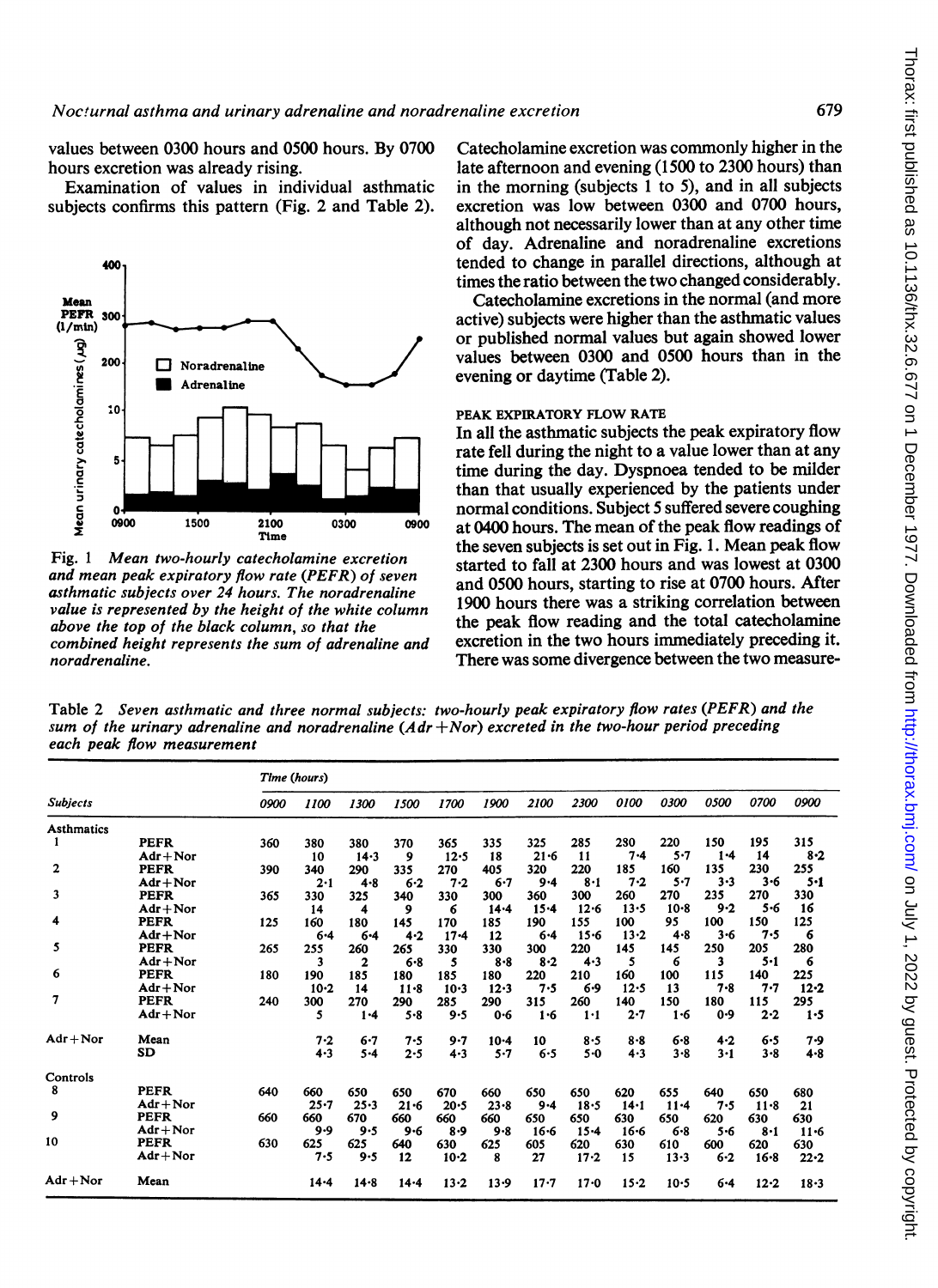values between 0300 hours and 0500 hours. By 0700 hours excretion was already rising.

Examination of values in individual asthmatic subjects confirms this pattern (Fig. 2 and Table 2).

Fig. 1 *Mean two-hourly catecholamine excretion and mean peak expiratory flow rate (PEFR) of seven asthmatic subjects over 24 hours. The noradrenaline value is represented by the height of the white column above the top of the black column, so that the combined height represents the sum of adrenaline and noradrenaline.*

Catecholamine excretion was commonly higher in the late afternoon and evening (1500 to 2300 hours) than in the morning (subjects 1 to 5), and in all subjects excretion was low between 0300 and 0700 hours, although not necessarily lower than at any other time of day. Adrenaline and noradrenaline excretions tended to change in parallel directions, although at times the ratio between the two changed considerably.

Catecholamine excretions in the normal (and more active) subjects were higher than the asthmatic values or published normal values but again showed lower values between 0300 and 0500 hours than in the evening or daytime (Table 2).

### PEAK EXPIRATORY FLOW RATE

In all the asthmatic subjects the peak expiratory flow rate fell during the night to a value lower than at any time during the day. Dyspnoea tended to be milder than that usually experienced by the patients under normal conditions. Subject 5 suffered severe coughing at 0400 hours. The mean of the peak flow readings of the seven subjects is set out in Fig. 1. Mean peak flow started to fall at 2300 hours and was lowest at 0300 and 0500 hours, starting to rise at 0700 hours. After 1900 hours there was a striking correlation between the peak flow reading and the total catecholamine excretion in the two hours immediately preceding it. There was some divergence between the two measure-

Table 2 *Seven asthmatic and three normal subjects: two-hourly peak expiratory flow rates (PEFR) and the sum of the urinary adrenaline and noradrenaline (Adr+Nor) excreted in the two-hour period preceding each peak flow measurement*

| Subjects | | Time (hours) 0900 | 1100 | 1300 | 1500 | 1700 | 1900 | 2100 | 2300 | 0100 | 0300 | 0500 | 0700 | 0900 |
|---|---|---|---|---|---|---|---|---|---|---|---|---|---|---|
| Asthmatics | | | | | | | | | | | | | | |
| 1 | PEFR | 360 | 380 | 380 | 370 | 365 | 335 | 325 | 285 | 280 | 220 | 150 | 195 | 315 |
| | Adr+Nor | | 10 | 14·3 | 9 | 12·5 | 18 | 21·6 | 11 | 7·4 | 5·7 | 1·4 | 14 | 8·2 |
| 2 | PEFR | 390 | 340 | 290 | 335 | 270 | 405 | 320 | 220 | 185 | 160 | 135 | 230 | 255 |
| | Adr+Nor | | 2·1 | 4·8 | 6·2 | 7·2 | 6·7 | 9·4 | 8·1 | 7·2 | 5·7 | 3·3 | 3·6 | 5·1 |
| 3 | PEFR | 365 | 330 | 325 | 340 | 330 | 300 | 360 | 300 | 260 | 270 | 235 | 270 | 330 |
| | Adr+Nor | | 14 | 4 | 9 | 6 | 14·4 | 15·4 | 12·6 | 13·5 | 10·8 | 9·2 | 5·6 | 16 |
| 4 | PEFR | 125 | 160 | 180 | 145 | 170 | 185 | 190 | 155 | 100 | 95 | 100 | 150 | 125 |
| | Adr+Nor | | 6·4 | 6·4 | 4·2 | 17·4 | 12 | 6·4 | 15·6 | 13·2 | 4·8 | 3·6 | 7·5 | 6 |
| 5 | PEFR | 265 | 255 | 260 | 265 | 330 | 330 | 300 | 220 | 145 | 145 | 250 | 205 | 280 |
| | Adr+Nor | | 3 | 2 | 6·8 | 5 | 8·8 | 8·2 | 4·3 | 5 | 6 | 3 | 5·1 | 6 |
| 6 | PEFR | 180 | 190 | 185 | 180 | 185 | 180 | 220 | 210 | 160 | 100 | 115 | 140 | 225 |
| | Adr+Nor | | 10·2 | 14 | 11·8 | 10·3 | 12·3 | 7·5 | 6·9 | 12·5 | 13 | 7·8 | 7·7 | 12·2 |
| 7 | PEFR | 240 | 300 | 270 | 290 | 285 | 290 | 315 | 260 | 140 | 150 | 180 | 115 | 295 |
| | Adr+Nor | | 5 | 1·4 | 5·8 | 9·5 | 0·6 | 1·6 | 1·1 | 2·7 | 1·6 | 0·9 | 2·2 | 1·5 |
| Adr+Nor | Mean | | 7·2 | 6·7 | 7·5 | 9·7 | 10·4 | 10 | 8·5 | 8·8 | 6·8 | 4·2 | 6·5 | 7·9 |
| | SD | | 4·3 | 5·4 | 2·5 | 4·3 | 5·7 | 6·5 | 5·0 | 4·3 | 3·8 | 3·1 | 3·8 | 4·8 |
| Controls | | | | | | | | | | | | | | |
| 8 | PEFR | 640 | 660 | 650 | 650 | 670 | 660 | 650 | 650 | 620 | 655 | 640 | 650 | 680 |
| | Adr+Nor | | 25·7 | 25·3 | 21·6 | 20·5 | 23·8 | 9·4 | 18·5 | 14·1 | 11·4 | 7·5 | 11·8 | 21 |
| 9 | PEFR | 660 | 660 | 670 | 660 | 660 | 660 | 650 | 650 | 630 | 650 | 620 | 630 | 630 |
| | Adr+Nor | | 9·9 | 9·5 | 9·6 | 8·9 | 9·8 | 16·6 | 15·4 | 16·6 | 6·8 | 5·6 | 8·1 | 11·6 |
| 10 | PEFR | 630 | 625 | 625 | 640 | 630 | 625 | 605 | 620 | 630 | 610 | 600 | 620 | 630 |
| | Adr+Nor | | 7·5 | 9·5 | 12 | 10·2 | 8 | 27 | 17·2 | 15 | 13·3 | 6·2 | 16·8 | 22·2 |
| Adr+Nor | Mean | | 14·4 | 14·8 | 14·4 | 13·2 | 13·9 | 17·7 | 17·0 | 15·2 | 10·5 | 6·4 | 12·2 | 18·3 |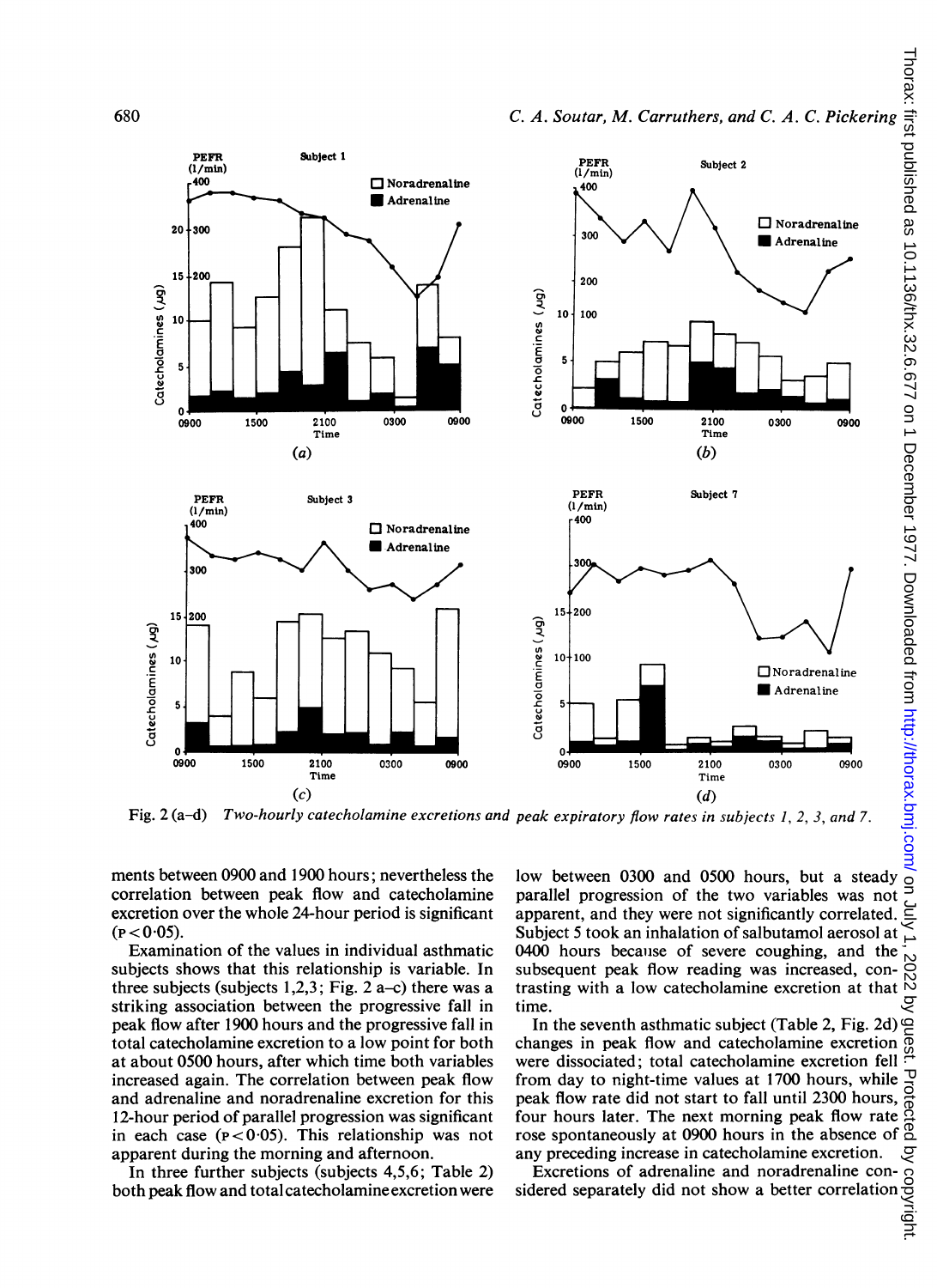Fig. 2 (a–d) *Two-hourly catecholamine excretions and peak expiratory flow rates in subjects 1, 2, 3, and 7.*

ments between 0900 and 1900 hours; nevertheless the correlation between peak flow and catecholamine excretion over the whole 24-hour period is significant ($P < 0.05$).

Examination of the values in individual asthmatic subjects shows that this relationship is variable. In three subjects (subjects 1,2,3; Fig. 2 a–c) there was a striking association between the progressive fall in peak flow after 1900 hours and the progressive fall in total catecholamine excretion to a low point for both at about 0500 hours, after which time both variables increased again. The correlation between peak flow and adrenaline and noradrenaline excretion for this 12-hour period of parallel progression was significant in each case ($P < 0.05$). This relationship was not apparent during the morning and afternoon.

In three further subjects (subjects 4,5,6; Table 2) both peak flow and total catecholamine excretion were low between 0300 and 0500 hours, but a steady parallel progression of the two variables was not apparent, and they were not significantly correlated. Subject 5 took an inhalation of salbutamol aerosol at 0400 hours because of severe coughing, and the subsequent peak flow reading was increased, contrasting with a low catecholamine excretion at that time.

In the seventh asthmatic subject (Table 2, Fig. 2d) changes in peak flow and catecholamine excretion were dissociated; total catecholamine excretion fell from day to night-time values at 1700 hours, while peak flow rate did not start to fall until 2300 hours, four hours later. The next morning peak flow rate rose spontaneously at 0900 hours in the absence of any preceding increase in catecholamine excretion.

Excretions of adrenaline and noradrenaline considered separately did not show a better correlation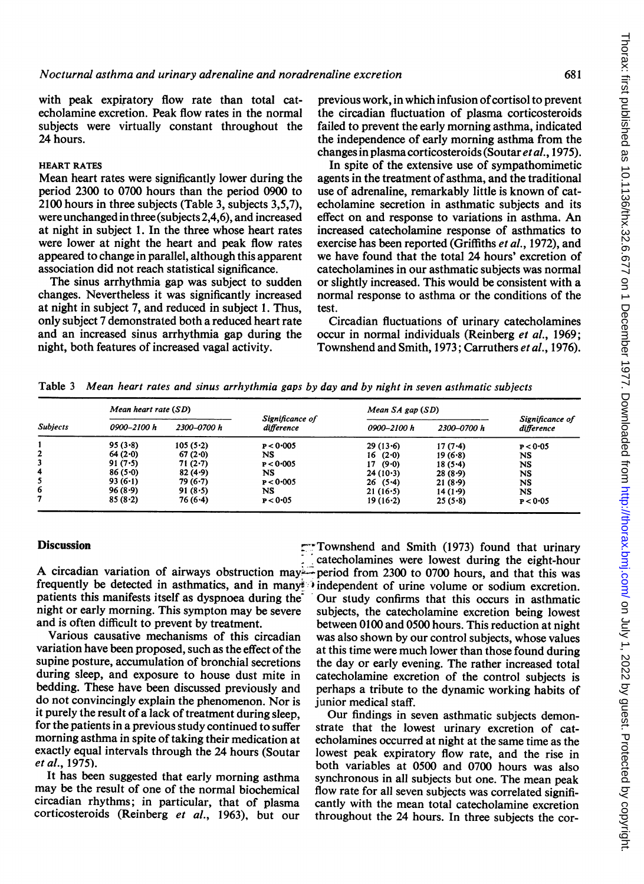with peak expiratory flow rate than total catecholamine excretion. Peak flow rates in the normal subjects were virtually constant throughout the 24 hours.

### HEART RATES

Mean heart rates were significantly lower during the period 2300 to 0700 hours than the period 0900 to 2100 hours in three subjects (Table 3, subjects 3,5,7), were unchanged in three (subjects 2,4,6), and increased at night in subject 1. In the three whose heart rates were lower at night the heart and peak flow rates appeared to change in parallel, although this apparent association did not reach statistical significance.

The sinus arrhythmia gap was subject to sudden changes. Nevertheless it was significantly increased at night in subject 7, and reduced in subject 1. Thus, only subject 7 demonstrated both a reduced heart rate and an increased sinus arrhythmia gap during the night, both features of increased vagal activity.

Table 3 *Mean heart rates and sinus arrhythmia gaps by day and by night in seven asthmatic subjects*

| *Subjects* | *Mean heart rate (SD)* | | *Significance of difference* | *Mean SA gap (SD)* | | *Significance of difference* |
|---|---|---|---|---|---|---|
| | *0900–2100 h* | *2300–0700 h* | | *0900–2100 h* | *2300–0700 h* | |
| 1 | 95 (3·8) | 105 (5·2) | $P < 0.005$ | 29 (13·6) | 17 (7·4) | $P < 0.05$ |
| 2 | 64 (2·0) | 67 (2·0) | NS | 16 (2·0) | 19 (6·8) | NS |
| 3 | 91 (7·5) | 71 (2·7) | $P < 0.005$ | 17 (9·0) | 18 (5·4) | NS |
| 4 | 86 (5·0) | 82 (4·9) | NS | 24 (10·3) | 28 (8·9) | NS |
| 5 | 93 (6·1) | 79 (6·7) | $P < 0.005$ | 26 (5·4) | 21 (8·9) | NS |
| 6 | 96 (8·9) | 91 (8·5) | NS | 21 (16·5) | 14 (1·9) | NS |
| 7 | 85 (8·2) | 76 (6·4) | $P < 0.05$ | 19 (16·2) | 25 (5·8) | $P < 0.05$ |

## Discussion

A circadian variation of airways obstruction may frequently be detected in asthmatics, and in many patients this manifests itself as dyspnoea during the night or early morning. This symptom may be severe and is often difficult to prevent by treatment.

Various causative mechanisms of this circadian variation have been proposed, such as the effect of the supine posture, accumulation of bronchial secretions during sleep, and exposure to house dust mite in bedding. These have been discussed previously and do not convincingly explain the phenomenon. Nor is it purely the result of a lack of treatment during sleep, for the patients in a previous study continued to suffer morning asthma in spite of taking their medication at exactly equal intervals through the 24 hours (Soutar *et al.*, 1975).

It has been suggested that early morning asthma may be the result of one of the normal biochemical circadian rhythms; in particular, that of plasma corticosteroids (Reinberg *et al.*, 1963), but our previous work, in which infusion of cortisol to prevent the circadian fluctuation of plasma corticosteroids failed to prevent the early morning asthma, indicated the independence of early morning asthma from the changes in plasma corticosteroids (Soutar *et al.*, 1975).

In spite of the extensive use of sympathomimetic agents in the treatment of asthma, and the traditional use of adrenaline, remarkably little is known of catecholamine secretion in asthmatic subjects and its effect on and response to variations in asthma. An increased catecholamine response of asthmatics to exercise has been reported (Griffiths *et al.*, 1972), and we have found that the total 24 hours' excretion of catecholamines in our asthmatic subjects was normal or slightly increased. This would be consistent with a normal response to asthma or the conditions of the test.

Circadian fluctuations of urinary catecholamines occur in normal individuals (Reinberg *et al.*, 1969; Townshend and Smith, 1973; Carruthers *et al.*, 1976). Townshend and Smith (1973) found that urinary catecholamines were lowest during the eight-hour period from 2300 to 0700 hours, and that this was independent of urine volume or sodium excretion. Our study confirms that this occurs in asthmatic subjects, the catecholamine excretion being lowest between 0100 and 0500 hours. This reduction at night was also shown by our control subjects, whose values at this time were much lower than those found during the day or early evening. The rather increased total catecholamine excretion of the control subjects is perhaps a tribute to the dynamic working habits of junior medical staff.

Our findings in seven asthmatic subjects demonstrate that the lowest urinary excretion of catecholamines occurred at night at the same time as the lowest peak expiratory flow rate, and the rise in both variables at 0500 and 0700 hours was also synchronous in all subjects but one. The mean peak flow rate for all seven subjects was correlated significantly with the mean total catecholamine excretion throughout the 24 hours. In three subjects the cor-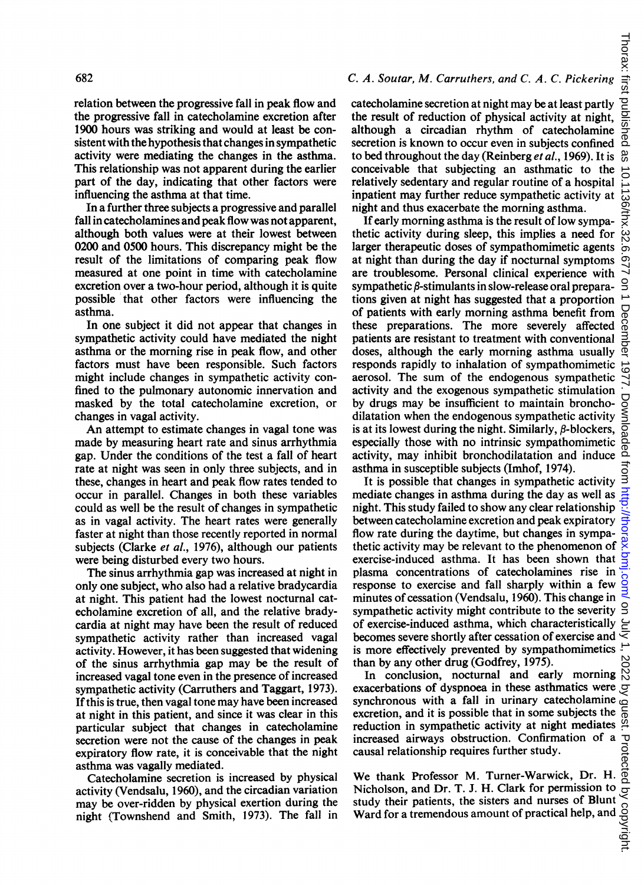relation between the progressive fall in peak flow and the progressive fall in catecholamine excretion after 1900 hours was striking and would at least be consistent with the hypothesis that changes in sympathetic activity were mediating the changes in the asthma. This relationship was not apparent during the earlier part of the day, indicating that other factors were influencing the asthma at that time.

In a further three subjects a progressive and parallel fall in catecholamines and peak flow was not apparent, although both values were at their lowest between 0200 and 0500 hours. This discrepancy might be the result of the limitations of comparing peak flow measured at one point in time with catecholamine excretion over a two-hour period, although it is quite possible that other factors were influencing the asthma.

In one subject it did not appear that changes in sympathetic activity could have mediated the night asthma or the morning rise in peak flow, and other factors must have been responsible. Such factors might include changes in sympathetic activity confined to the pulmonary autonomic innervation and masked by the total catecholamine excretion, or changes in vagal activity.

An attempt to estimate changes in vagal tone was made by measuring heart rate and sinus arrhythmia gap. Under the conditions of the test a fall of heart rate at night was seen in only three subjects, and in these, changes in heart and peak flow rates tended to occur in parallel. Changes in both these variables could as well be the result of changes in sympathetic as in vagal activity. The heart rates were generally faster at night than those recently reported in normal subjects (Clarke *et al.*, 1976), although our patients were being disturbed every two hours.

The sinus arrhythmia gap was increased at night in only one subject, who also had a relative bradycardia at night. This patient had the lowest nocturnal catecholamine excretion of all, and the relative bradycardia at night may have been the result of reduced sympathetic activity rather than increased vagal activity. However, it has been suggested that widening of the sinus arrhythmia gap may be the result of increased vagal tone even in the presence of increased sympathetic activity (Carruthers and Taggart, 1973). If this is true, then vagal tone may have been increased at night in this patient, and since it was clear in this particular subject that changes in catecholamine secretion were not the cause of the changes in peak expiratory flow rate, it is conceivable that the night asthma was vagally mediated.

Catecholamine secretion is increased by physical activity (Vendsalu, 1960), and the circadian variation may be over-ridden by physical exertion during the night (Townshend and Smith, 1973). The fall in catecholamine secretion at night may be at least partly the result of reduction of physical activity at night, although a circadian rhythm of catecholamine secretion is known to occur even in subjects confined to bed throughout the day (Reinberg *et al.*, 1969). It is conceivable that subjecting an asthmatic to the relatively sedentary and regular routine of a hospital inpatient may further reduce sympathetic activity at night and thus exacerbate the morning asthma.

If early morning asthma is the result of low sympathetic activity during sleep, this implies a need for larger therapeutic doses of sympathomimetic agents at night than during the day if nocturnal symptoms are troublesome. Personal clinical experience with sympathetic $\beta$-stimulants in slow-release oral preparations given at night has suggested that a proportion of patients with early morning asthma benefit from these preparations. The more severely affected patients are resistant to treatment with conventional doses, although the early morning asthma usually responds rapidly to inhalation of sympathomimetic aerosol. The sum of the endogenous sympathetic activity and the exogenous sympathetic stimulation by drugs may be insufficient to maintain bronchodilatation when the endogenous sympathetic activity is at its lowest during the night. Similarly, $\beta$-blockers, especially those with no intrinsic sympathomimetic activity, may inhibit bronchodilatation and induce asthma in susceptible subjects (Imhof, 1974).

It is possible that changes in sympathetic activity mediate changes in asthma during the day as well as night. This study failed to show any clear relationship between catecholamine excretion and peak expiratory flow rate during the daytime, but changes in sympathetic activity may be relevant to the phenomenon of exercise-induced asthma. It has been shown that plasma concentrations of catecholamines rise in response to exercise and fall sharply within a few minutes of cessation (Vendsalu, 1960). This change in sympathetic activity might contribute to the severity of exercise-induced asthma, which characteristically becomes severe shortly after cessation of exercise and is more effectively prevented by sympathomimetics than by any other drug (Godfrey, 1975).

In conclusion, nocturnal and early morning exacerbations of dyspnoea in these asthmatics were synchronous with a fall in urinary catecholamine excretion, and it is possible that in some subjects the reduction in sympathetic activity at night mediates increased airways obstruction. Confirmation of a causal relationship requires further study.

We thank Professor M. Turner-Warwick, Dr. H. Nicholson, and Dr. T. J. H. Clark for permission to study their patients, the sisters and nurses of Blunt Ward for a tremendous amount of practical help, and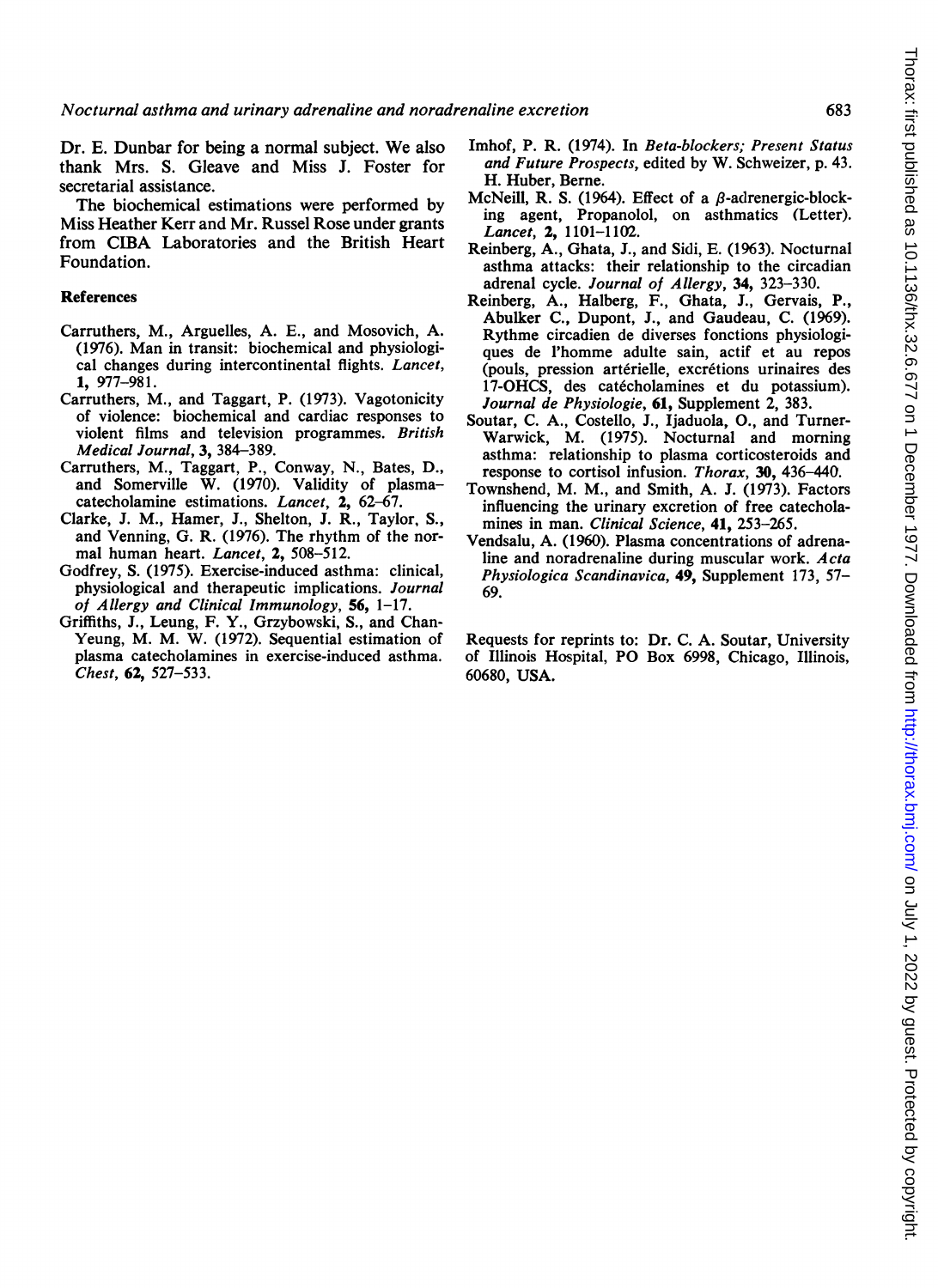Dr. E. Dunbar for being a normal subject. We also thank Mrs. S. Gleave and Miss J. Foster for secretarial assistance.

The biochemical estimations were performed by Miss Heather Kerr and Mr. Russel Rose under grants from CIBA Laboratories and the British Heart Foundation.

## References

Carruthers, M., Arguelles, A. E., and Mosovich, A. (1976). Man in transit: biochemical and physiological changes during intercontinental flights. *Lancet*, **1**, 977–981.

Carruthers, M., and Taggart, P. (1973). Vagotonicity of violence: biochemical and cardiac responses to violent films and television programmes. *British Medical Journal*, **3**, 384–389.

Carruthers, M., Taggart, P., Conway, N., Bates, D., and Somerville W. (1970). Validity of plasma-catecholamine estimations. *Lancet*, **2**, 62–67.

Clarke, J. M., Hamer, J., Shelton, J. R., Taylor, S., and Venning, G. R. (1976). The rhythm of the normal human heart. *Lancet*, **2**, 508–512.

Godfrey, S. (1975). Exercise-induced asthma: clinical, physiological and therapeutic implications. *Journal of Allergy and Clinical Immunology*, **56**, 1–17.

Griffiths, J., Leung, F. Y., Grzybowski, S., and Chan-Yeung, M. M. W. (1972). Sequential estimation of plasma catecholamines in exercise-induced asthma. *Chest*, **62**, 527–533.

Imhof, P. R. (1974). In *Beta-blockers; Present Status and Future Prospects*, edited by W. Schweizer, p. 43. H. Huber, Berne.

McNeill, R. S. (1964). Effect of a β-adrenergic-blocking agent, Propanolol, on asthmatics (Letter). *Lancet*, **2**, 1101–1102.

Reinberg, A., Ghata, J., and Sidi, E. (1963). Nocturnal asthma attacks: their relationship to the circadian adrenal cycle. *Journal of Allergy*, **34**, 323–330.

Reinberg, A., Halberg, F., Ghata, J., Gervais, P., Abulker C., Dupont, J., and Gaudeau, C. (1969). Rythme circadien de diverses fonctions physiologiques de l'homme adulte sain, actif et au repos (pouls, pression artérielle, excrétions urinaires des 17-OHCS, des catécholamines et du potassium). *Journal de Physiologie*, **61**, Supplement 2, 383.

Soutar, C. A., Costello, J., Ijaduola, O., and Turner-Warwick, M. (1975). Nocturnal and morning asthma: relationship to plasma corticosteroids and response to cortisol infusion. *Thorax*, **30**, 436–440.

Townshend, M. M., and Smith, A. J. (1973). Factors influencing the urinary excretion of free catecholamines in man. *Clinical Science*, **41**, 253–265.

Vendsalu, A. (1960). Plasma concentrations of adrenaline and noradrenaline during muscular work. *Acta Physiologica Scandinavica*, **49**, Supplement 173, 57–69.

Requests for reprints to: Dr. C. A. Soutar, University of Illinois Hospital, PO Box 6998, Chicago, Illinois, 60680, USA.